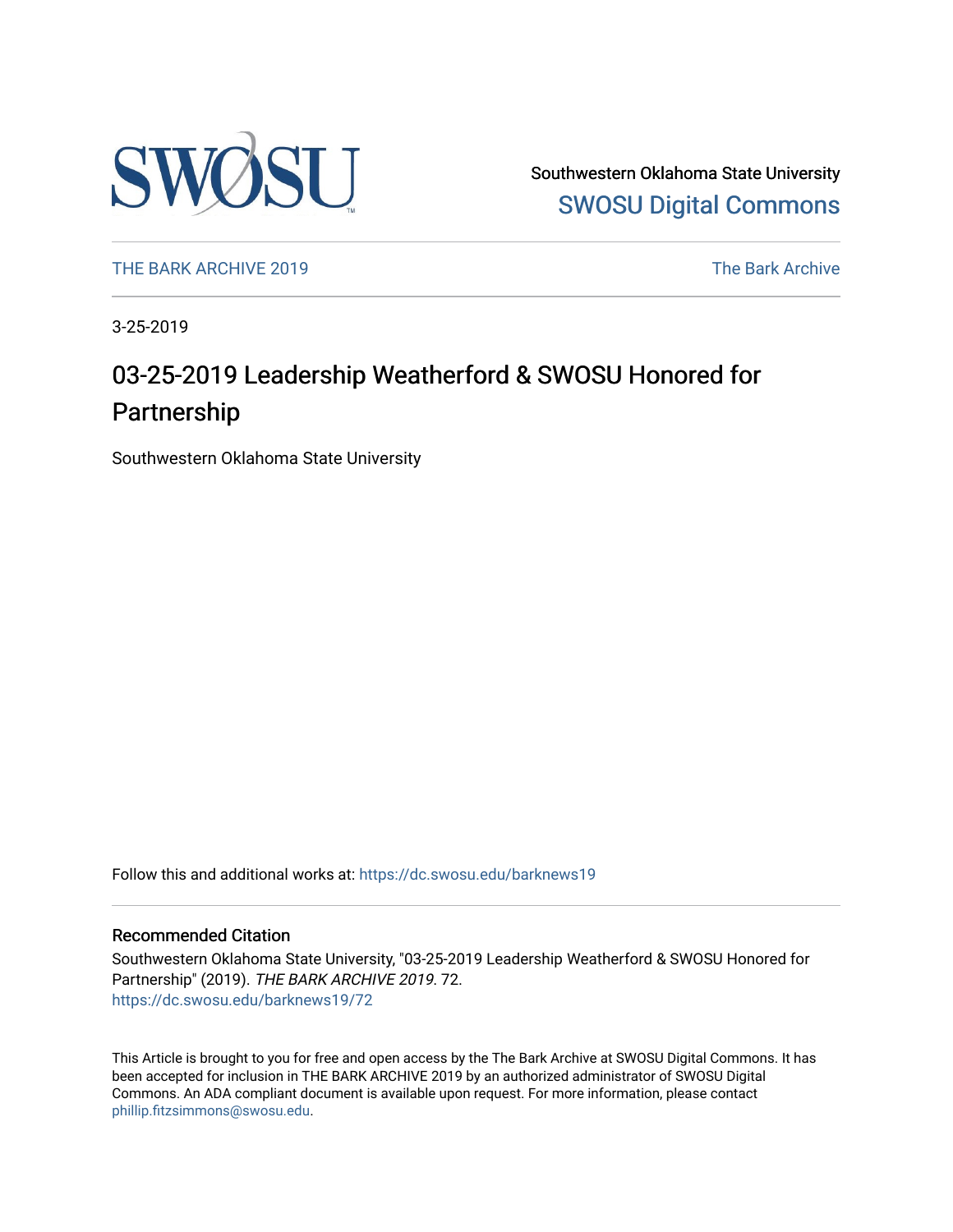Southwestern Oklahoma State University

SWOSU Digital Commons

THE BARK ARCHIVE 2019

The Bark Archive

3-25-2019

# 03-25-2019 Leadership Weatherford & SWOSU Honored for Partnership

Southwestern Oklahoma State University

Follow this and additional works at: https://dc.swosu.edu/barknews19

## Recommended Citation

Southwestern Oklahoma State University, "03-25-2019 Leadership Weatherford & SWOSU Honored for Partnership" (2019). *THE BARK ARCHIVE 2019*. 72.
https://dc.swosu.edu/barknews19/72

This Article is brought to you for free and open access by the The Bark Archive at SWOSU Digital Commons. It has been accepted for inclusion in THE BARK ARCHIVE 2019 by an authorized administrator of SWOSU Digital Commons. An ADA compliant document is available upon request. For more information, please contact phillip.fitzsimmons@swosu.edu.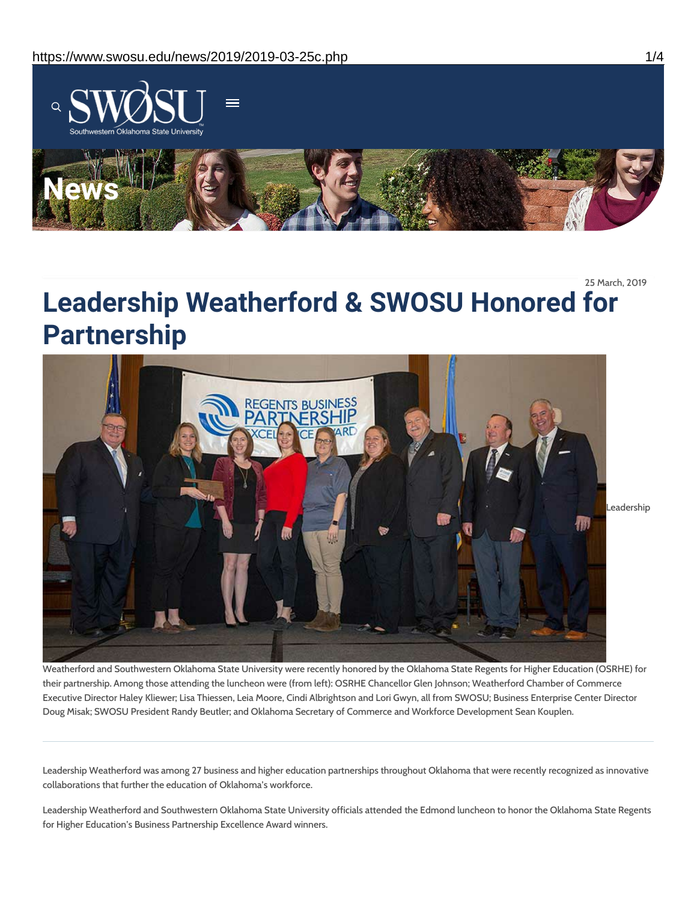25 March, 2019

# Leadership Weatherford & SWOSU Honored for Partnership

Leadership Weatherford and Southwestern Oklahoma State University were recently honored by the Oklahoma State Regents for Higher Education (OSRHE) for their partnership. Among those attending the luncheon were (from left): OSRHE Chancellor Glen Johnson; Weatherford Chamber of Commerce Executive Director Haley Kliewer; Lisa Thiessen, Leia Moore, Cindi Albrightson and Lori Gwyn, all from SWOSU; Business Enterprise Center Director Doug Misak; SWOSU President Randy Beutler; and Oklahoma Secretary of Commerce and Workforce Development Sean Kouplen.

---

Leadership Weatherford was among 27 business and higher education partnerships throughout Oklahoma that were recently recognized as innovative collaborations that further the education of Oklahoma's workforce.

Leadership Weatherford and Southwestern Oklahoma State University officials attended the Edmond luncheon to honor the Oklahoma State Regents for Higher Education's Business Partnership Excellence Award winners.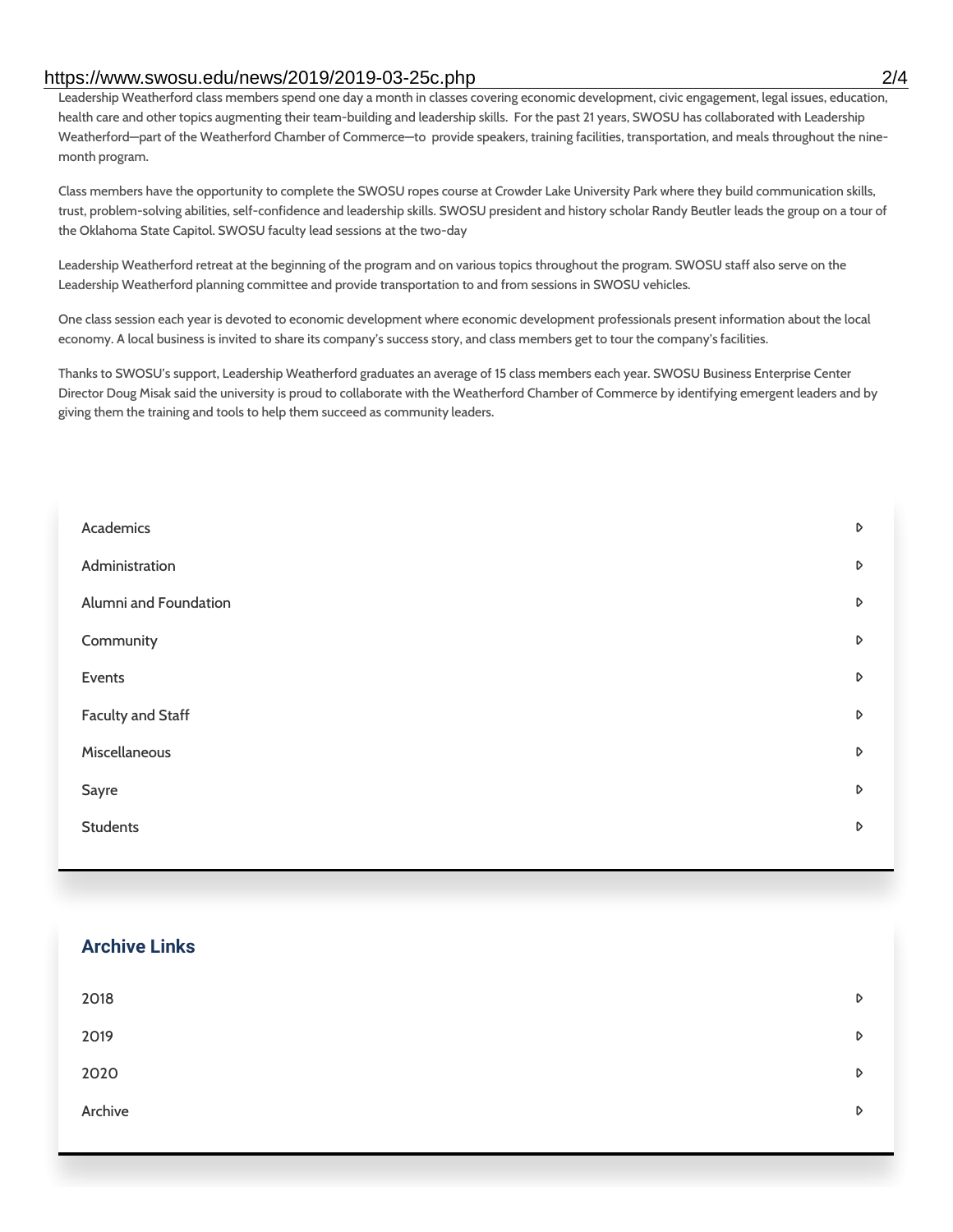Leadership Weatherford class members spend one day a month in classes covering economic development, civic engagement, legal issues, education, health care and other topics augmenting their team-building and leadership skills. For the past 21 years, SWOSU has collaborated with Leadership Weatherford—part of the Weatherford Chamber of Commerce—to provide speakers, training facilities, transportation, and meals throughout the nine-month program.

Class members have the opportunity to complete the SWOSU ropes course at Crowder Lake University Park where they build communication skills, trust, problem-solving abilities, self-confidence and leadership skills. SWOSU president and history scholar Randy Beutler leads the group on a tour of the Oklahoma State Capitol. SWOSU faculty lead sessions at the two-day

Leadership Weatherford retreat at the beginning of the program and on various topics throughout the program. SWOSU staff also serve on the Leadership Weatherford planning committee and provide transportation to and from sessions in SWOSU vehicles.

One class session each year is devoted to economic development where economic development professionals present information about the local economy. A local business is invited to share its company's success story, and class members get to tour the company's facilities.

Thanks to SWOSU's support, Leadership Weatherford graduates an average of 15 class members each year. SWOSU Business Enterprise Center Director Doug Misak said the university is proud to collaborate with the Weatherford Chamber of Commerce by identifying emergent leaders and by giving them the training and tools to help them succeed as community leaders.

- Academics
- Administration
- Alumni and Foundation
- Community
- Events
- Faculty and Staff
- Miscellaneous
- Sayre
- Students

## Archive Links

- 2018
- 2019
- 2020
- Archive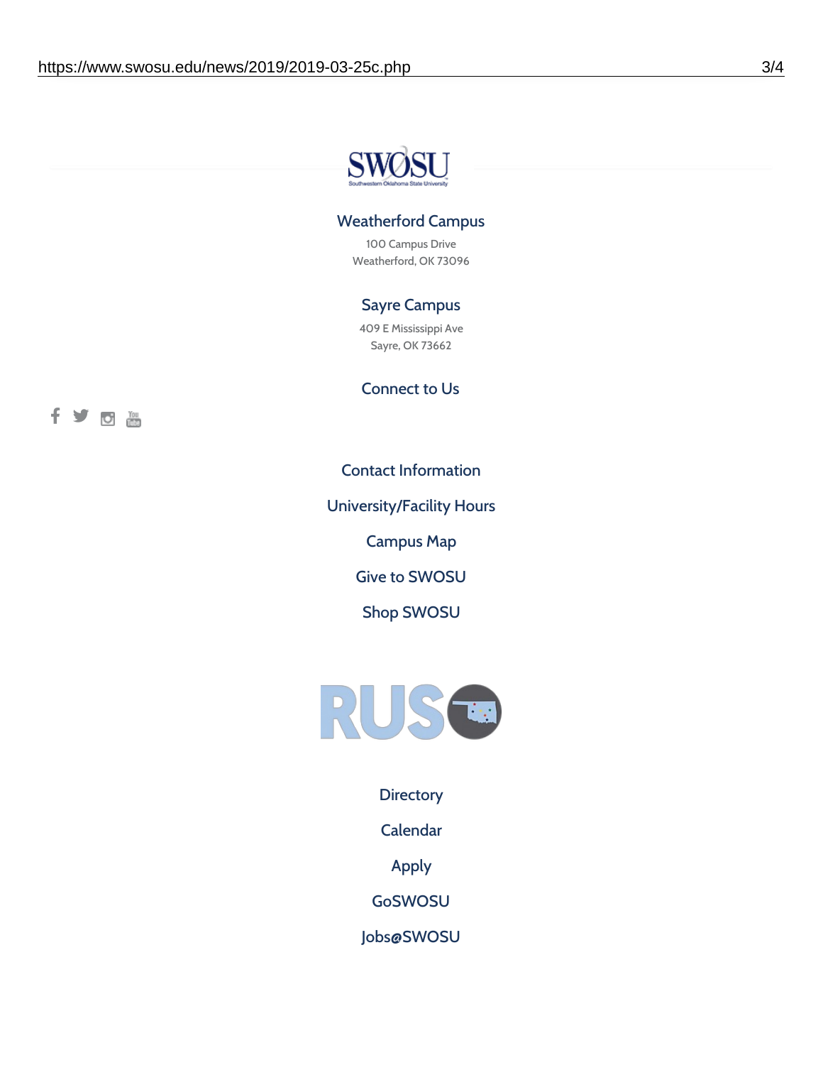SWOSU

Southwestern Oklahoma State University

### Weatherford Campus

100 Campus Drive
Weatherford, OK 73096

### Sayre Campus

409 E Mississippi Ave
Sayre, OK 73662

### Connect to Us

Contact Information

University/Facility Hours

Campus Map

Give to SWOSU

Shop SWOSU

RUSO

Directory

Calendar

Apply

GoSWOSU

Jobs@SWOSU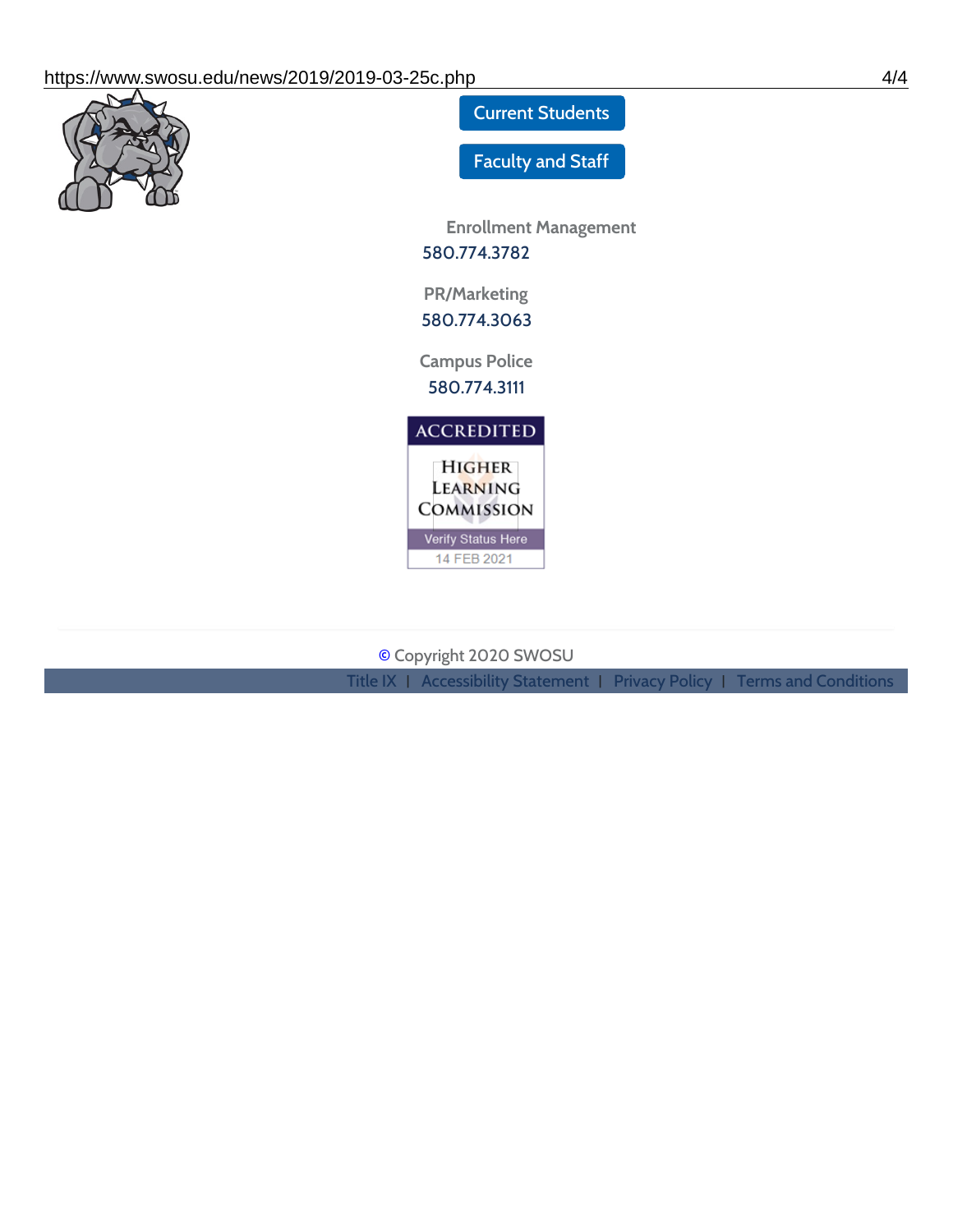Current Students

Faculty and Staff

Enrollment Management
580.774.3782

PR/Marketing
580.774.3063

Campus Police
580.774.3111

ACCREDITED

HIGHER LEARNING COMMISSION

Verify Status Here

14 FEB 2021

© Copyright 2020 SWOSU

Title IX | Accessibility Statement | Privacy Policy | Terms and Conditions